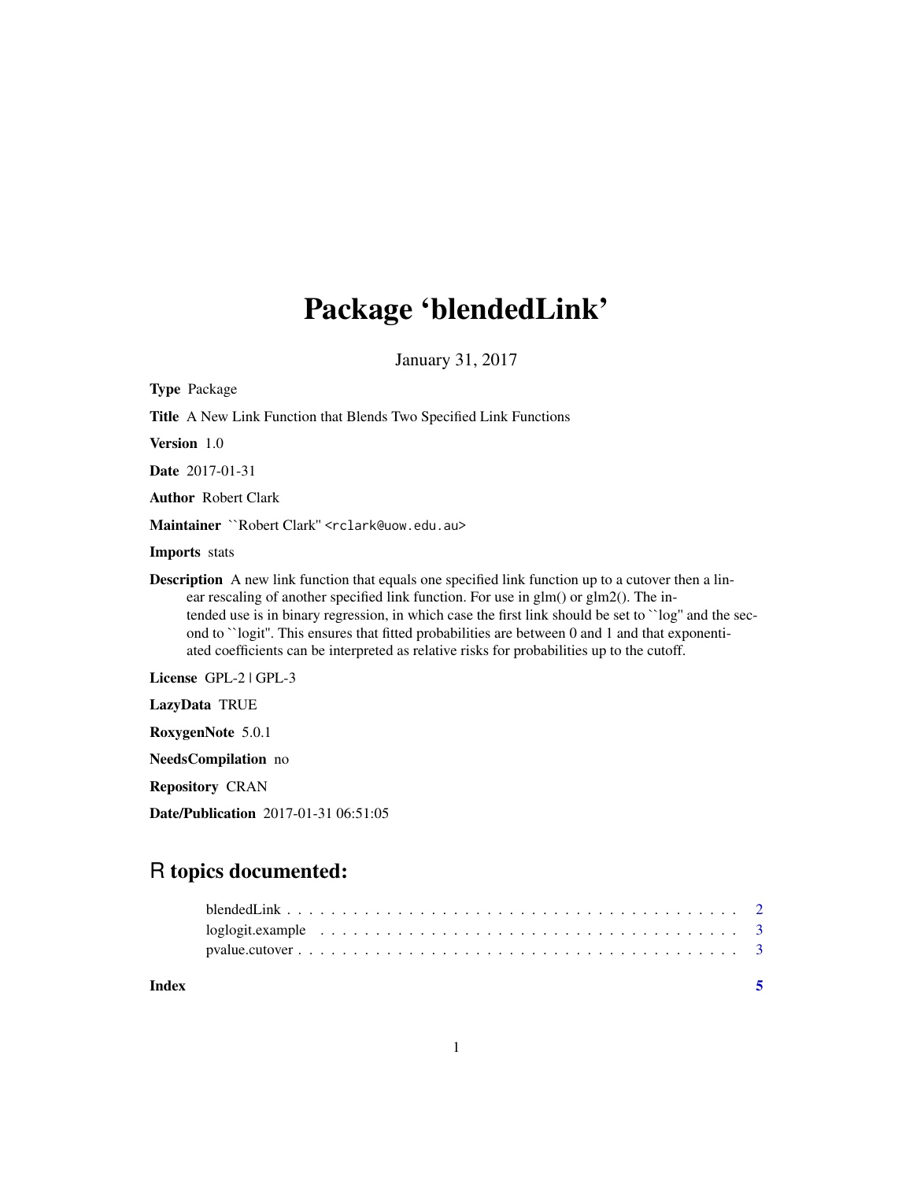# Package 'blendedLink'

January 31, 2017

**Type** Package

**Title** A New Link Function that Blends Two Specified Link Functions

**Version** 1.0

**Date** 2017-01-31

**Author** Robert Clark

**Maintainer** ``Robert Clark'' <rclark@uow.edu.au>

**Imports** stats

**Description** A new link function that equals one specified link function up to a cutover then a linear rescaling of another specified link function. For use in glm() or glm2(). The intended use is in binary regression, in which case the first link should be set to ``log'' and the second to ``logit''. This ensures that fitted probabilities are between 0 and 1 and that exponentiated coefficients can be interpreted as relative risks for probabilities up to the cutoff.

**License** GPL-2 | GPL-3

**LazyData** TRUE

**RoxygenNote** 5.0.1

**NeedsCompilation** no

**Repository** CRAN

**Date/Publication** 2017-01-31 06:51:05

## R topics documented:

- blendedLink . . . . . . . . . . . . . . . . . . . . . . . . . . . . . . . . . . . . . . . . . 2
- loglogit.example . . . . . . . . . . . . . . . . . . . . . . . . . . . . . . . . . . . . . . 3
- pvalue.cutover . . . . . . . . . . . . . . . . . . . . . . . . . . . . . . . . . . . . . . . 3

**Index** 5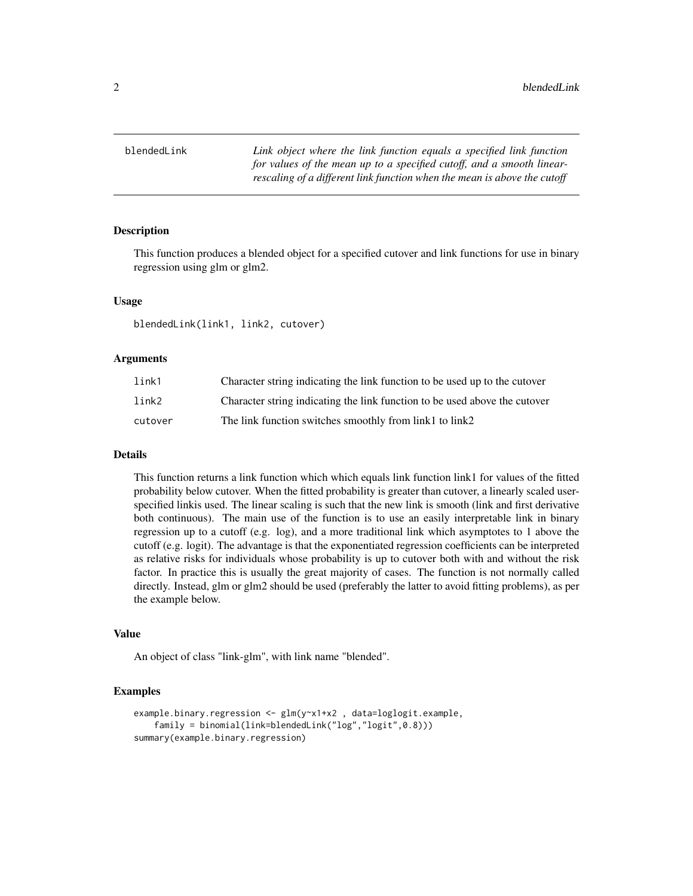# blendedLink

*Link object where the link function equals a specified link function for values of the mean up to a specified cutoff, and a smooth linear-rescaling of a different link function when the mean is above the cutoff*

## Description

This function produces a blended object for a specified cutover and link functions for use in binary regression using glm or glm2.

## Usage

```
blendedLink(link1, link2, cutover)
```

## Arguments

| | |
|---|---|
| link1 | Character string indicating the link function to be used up to the cutover |
| link2 | Character string indicating the link function to be used above the cutover |
| cutover | The link function switches smoothly from link1 to link2 |

## Details

This function returns a link function which which equals link function link1 for values of the fitted probability below cutover. When the fitted probability is greater than cutover, a linearly scaled user-specified linkis used. The linear scaling is such that the new link is smooth (link and first derivative both continuous). The main use of the function is to use an easily interpretable link in binary regression up to a cutoff (e.g. log), and a more traditional link which asymptotes to 1 above the cutoff (e.g. logit). The advantage is that the exponentiated regression coefficients can be interpreted as relative risks for individuals whose probability is up to cutover both with and without the risk factor. In practice this is usually the great majority of cases. The function is not normally called directly. Instead, glm or glm2 should be used (preferably the latter to avoid fitting problems), as per the example below.

## Value

An object of class "link-glm", with link name "blended".

## Examples

```
example.binary.regression <- glm(y~x1+x2 , data=loglogit.example,
    family = binomial(link=blendedLink("log","logit",0.8)))
summary(example.binary.regression)
```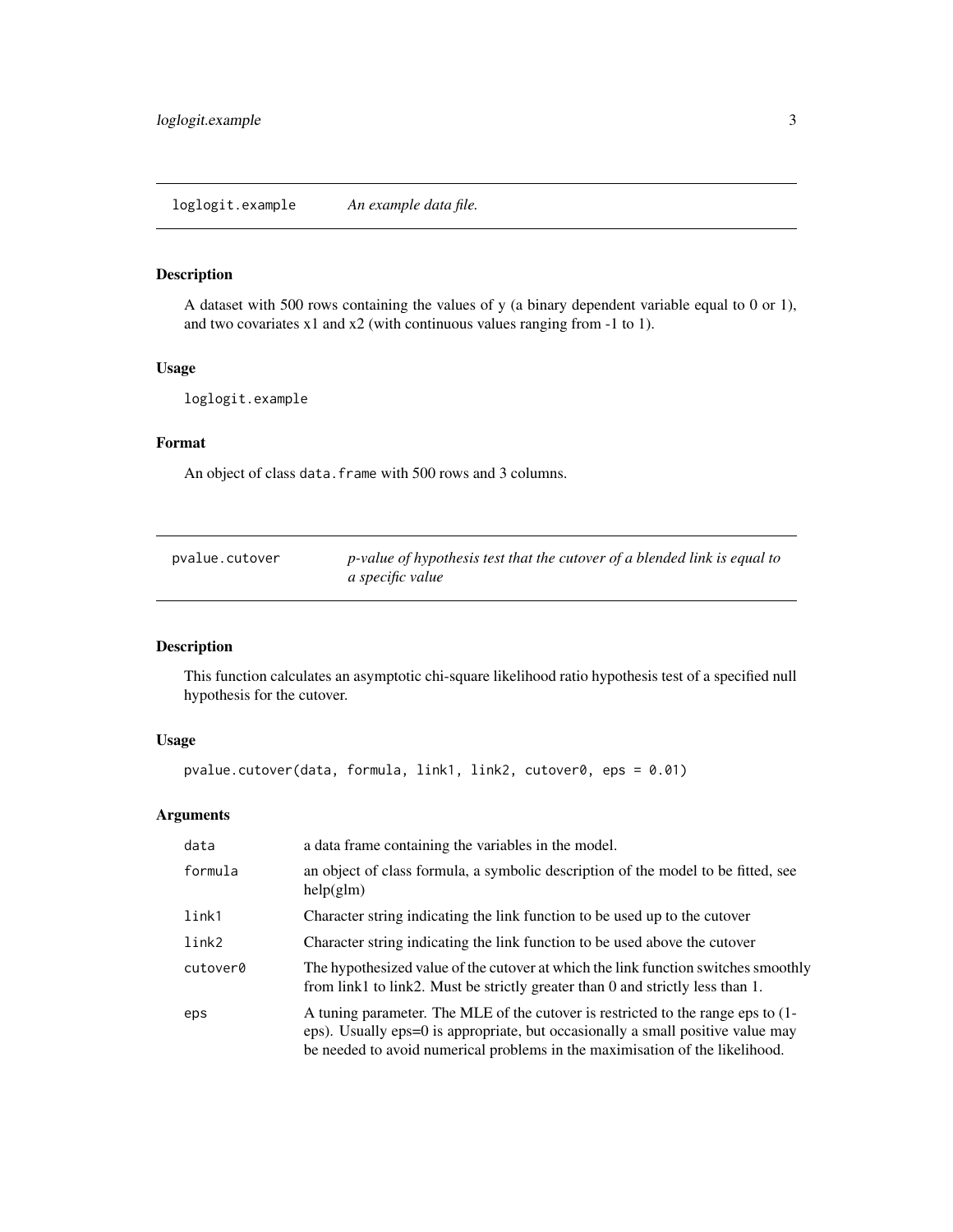## loglogit.example    *An example data file.*

### Description

A dataset with 500 rows containing the values of y (a binary dependent variable equal to 0 or 1), and two covariates x1 and x2 (with continuous values ranging from -1 to 1).

### Usage

```
loglogit.example
```

### Format

An object of class `data.frame` with 500 rows and 3 columns.

## pvalue.cutover    *p-value of hypothesis test that the cutover of a blended link is equal to a specific value*

### Description

This function calculates an asymptotic chi-square likelihood ratio hypothesis test of a specified null hypothesis for the cutover.

### Usage

```
pvalue.cutover(data, formula, link1, link2, cutover0, eps = 0.01)
```

### Arguments

| | |
|---|---|
| `data` | a data frame containing the variables in the model. |
| `formula` | an object of class formula, a symbolic description of the model to be fitted, see help(glm) |
| `link1` | Character string indicating the link function to be used up to the cutover |
| `link2` | Character string indicating the link function to be used above the cutover |
| `cutover0` | The hypothesized value of the cutover at which the link function switches smoothly from link1 to link2. Must be strictly greater than 0 and strictly less than 1. |
| `eps` | A tuning parameter. The MLE of the cutover is restricted to the range eps to (1-eps). Usually eps=0 is appropriate, but occasionally a small positive value may be needed to avoid numerical problems in the maximisation of the likelihood. |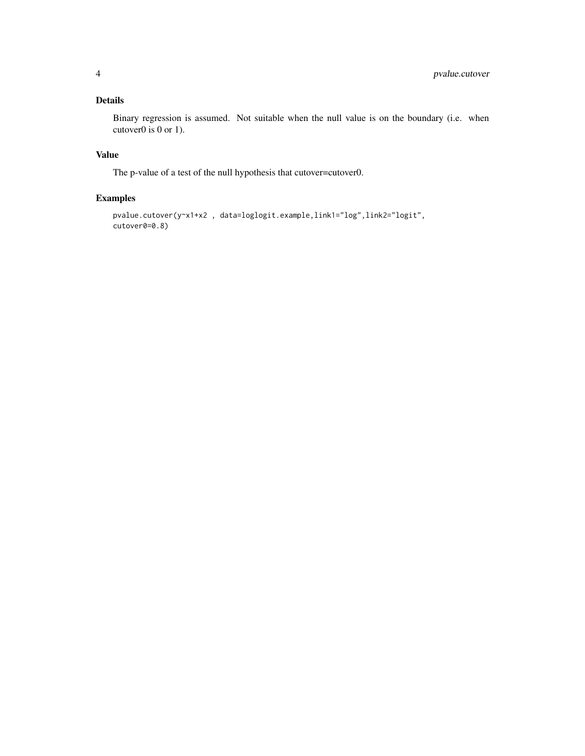## Details

Binary regression is assumed. Not suitable when the null value is on the boundary (i.e. when cutover0 is 0 or 1).

## Value

The p-value of a test of the null hypothesis that cutover=cutover0.

## Examples

```
pvalue.cutover(y~x1+x2 , data=loglogit.example,link1="log",link2="logit",
cutover0=0.8)
```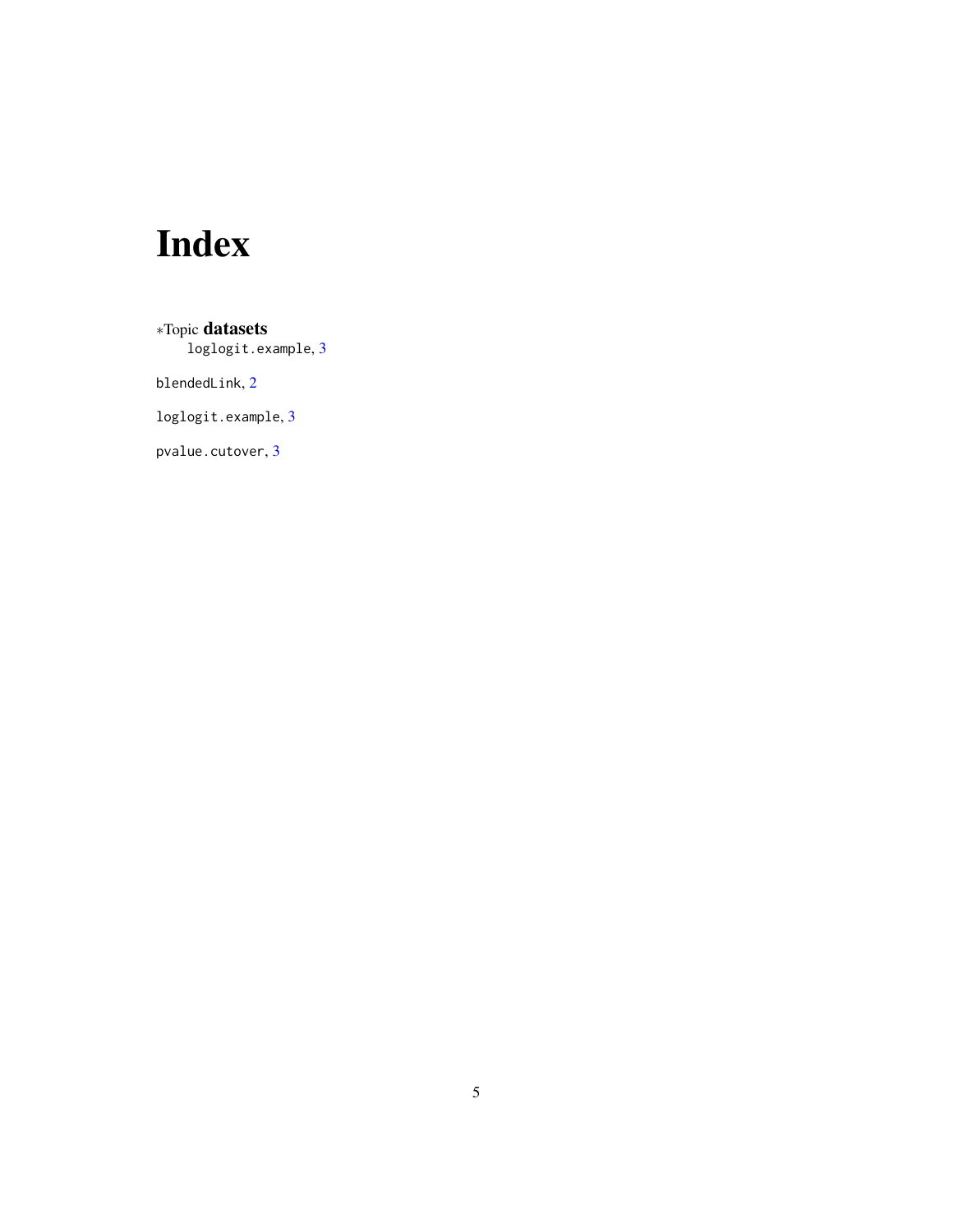# Index

∗Topic **datasets**
    loglogit.example, 3

blendedLink, 2

loglogit.example, 3

pvalue.cutover, 3